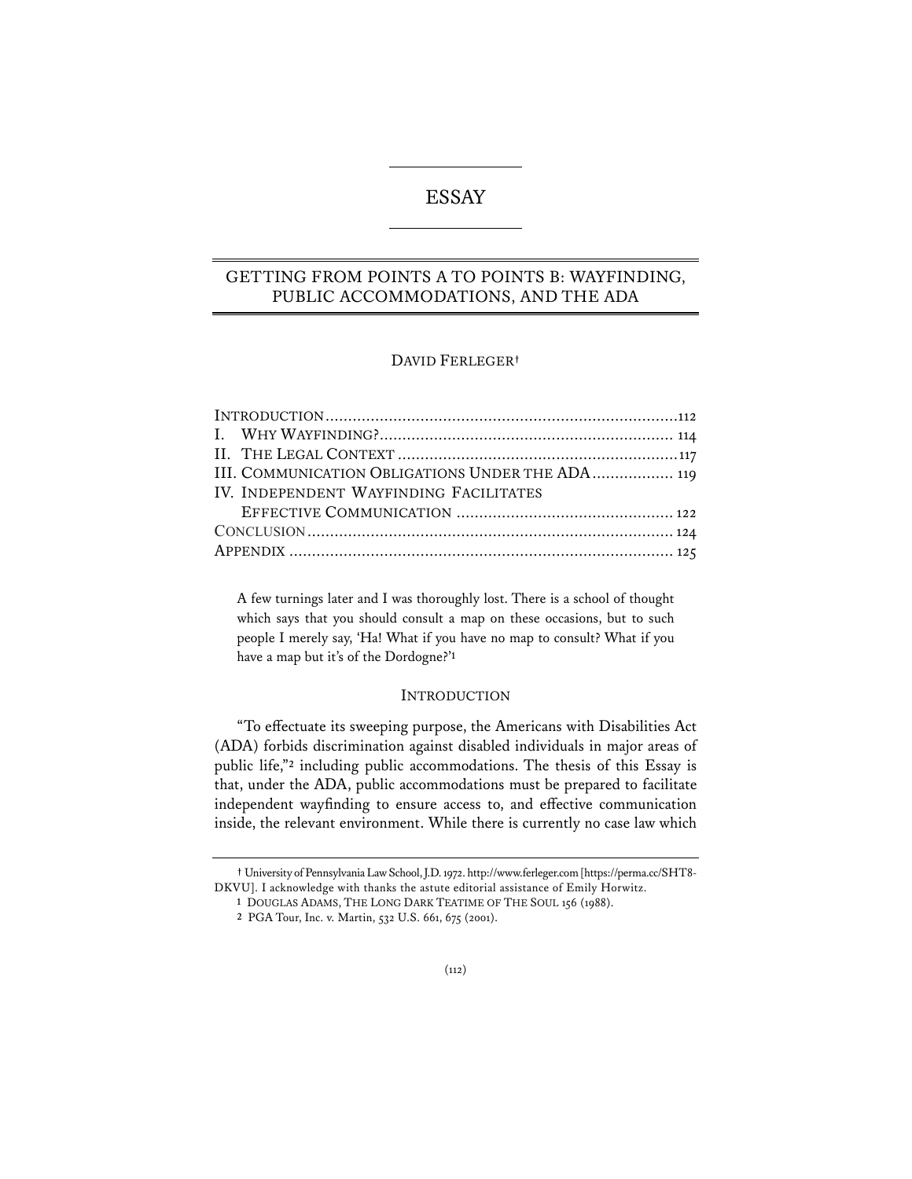# ESSAY

## GETTING FROM POINTS A TO POINTS B: WAYFINDING, PUBLIC ACCOMMODATIONS, AND THE ADA

DAVID FERLEGER[†]

| | |
|---|---|
| INTRODUCTION | 112 |
| I. WHY WAYFINDING? | 114 |
| II. THE LEGAL CONTEXT | 117 |
| III. COMMUNICATION OBLIGATIONS UNDER THE ADA | 119 |
| IV. INDEPENDENT WAYFINDING FACILITATES EFFECTIVE COMMUNICATION | 122 |
| CONCLUSION | 124 |
| APPENDIX | 125 |

> A few turnings later and I was thoroughly lost. There is a school of thought which says that you should consult a map on these occasions, but to such people I merely say, 'Ha! What if you have no map to consult? What if you have a map but it's of the Dordogne?'[1]

### INTRODUCTION

"To effectuate its sweeping purpose, the Americans with Disabilities Act (ADA) forbids discrimination against disabled individuals in major areas of public life,"[2] including public accommodations. The thesis of this Essay is that, under the ADA, public accommodations must be prepared to facilitate independent wayfinding to ensure access to, and effective communication inside, the relevant environment. While there is currently no case law which

---

† University of Pennsylvania Law School, J.D. 1972. http://www.ferleger.com [https://perma.cc/SHT8-DKVU]. I acknowledge with thanks the astute editorial assistance of Emily Horwitz.

1 DOUGLAS ADAMS, THE LONG DARK TEATIME OF THE SOUL 156 (1988).

2 PGA Tour, Inc. v. Martin, 532 U.S. 661, 675 (2001).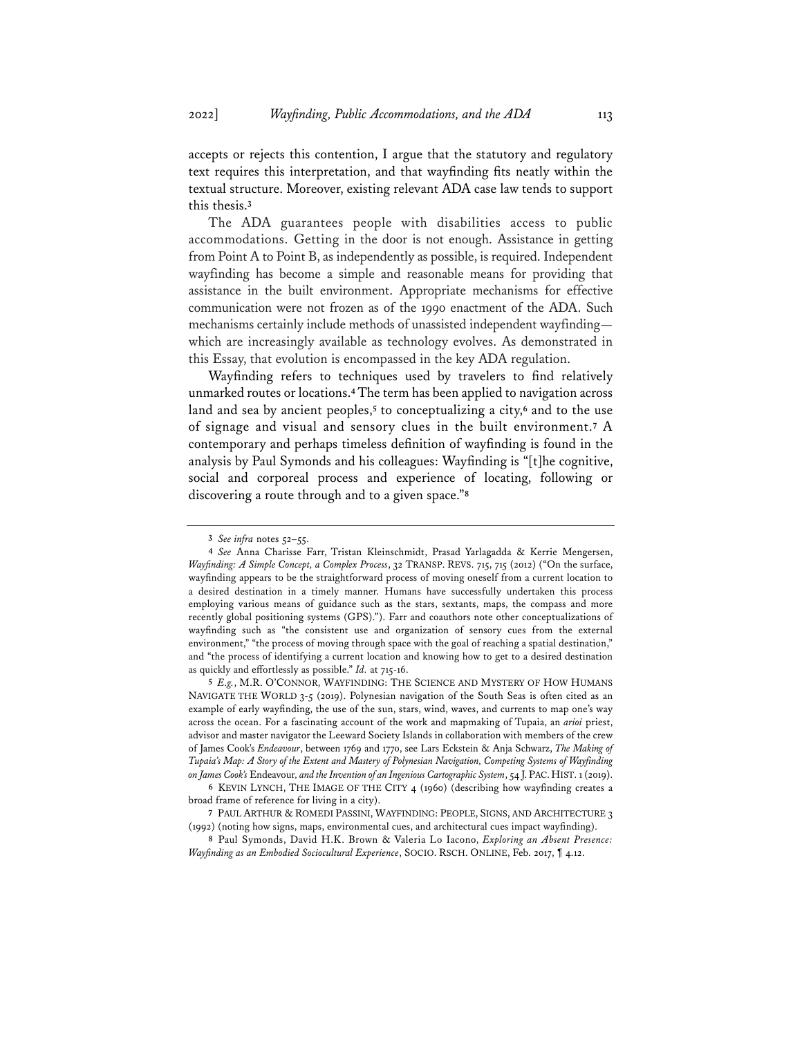accepts or rejects this contention, I argue that the statutory and regulatory text requires this interpretation, and that wayfinding fits neatly within the textual structure. Moreover, existing relevant ADA case law tends to support this thesis.[3]

The ADA guarantees people with disabilities access to public accommodations. Getting in the door is not enough. Assistance in getting from Point A to Point B, as independently as possible, is required. Independent wayfinding has become a simple and reasonable means for providing that assistance in the built environment. Appropriate mechanisms for effective communication were not frozen as of the 1990 enactment of the ADA. Such mechanisms certainly include methods of unassisted independent wayfinding—which are increasingly available as technology evolves. As demonstrated in this Essay, that evolution is encompassed in the key ADA regulation.

Wayfinding refers to techniques used by travelers to find relatively unmarked routes or locations.[4] The term has been applied to navigation across land and sea by ancient peoples,[5] to conceptualizing a city,[6] and to the use of signage and visual and sensory clues in the built environment.[7] A contemporary and perhaps timeless definition of wayfinding is found in the analysis by Paul Symonds and his colleagues: Wayfinding is "[t]he cognitive, social and corporeal process and experience of locating, following or discovering a route through and to a given space."[8]

---

3 *See infra* notes 52–55.

4 *See* Anna Charisse Farr, Tristan Kleinschmidt, Prasad Yarlagadda & Kerrie Mengersen, *Wayfinding: A Simple Concept, a Complex Process*, 32 TRANSP. REVS. 715, 715 (2012) ("On the surface, wayfinding appears to be the straightforward process of moving oneself from a current location to a desired destination in a timely manner. Humans have successfully undertaken this process employing various means of guidance such as the stars, sextants, maps, the compass and more recently global positioning systems (GPS)."). Farr and coauthors note other conceptualizations of wayfinding such as "the consistent use and organization of sensory cues from the external environment," "the process of moving through space with the goal of reaching a spatial destination," and "the process of identifying a current location and knowing how to get to a desired destination as quickly and effortlessly as possible." *Id.* at 715-16.

5 *E.g.*, M.R. O'CONNOR, WAYFINDING: THE SCIENCE AND MYSTERY OF HOW HUMANS NAVIGATE THE WORLD 3-5 (2019). Polynesian navigation of the South Seas is often cited as an example of early wayfinding, the use of the sun, stars, wind, waves, and currents to map one's way across the ocean. For a fascinating account of the work and mapmaking of Tupaia, an *arioi* priest, advisor and master navigator the Leeward Society Islands in collaboration with members of the crew of James Cook's *Endeavour*, between 1769 and 1770, see Lars Eckstein & Anja Schwarz, *The Making of Tupaia's Map: A Story of the Extent and Mastery of Polynesian Navigation, Competing Systems of Wayfinding on James Cook's* Endeavour*, and the Invention of an Ingenious Cartographic System*, 54 J. PAC. HIST. 1 (2019).

6 KEVIN LYNCH, THE IMAGE OF THE CITY 4 (1960) (describing how wayfinding creates a broad frame of reference for living in a city).

7 PAUL ARTHUR & ROMEDI PASSINI, WAYFINDING: PEOPLE, SIGNS, AND ARCHITECTURE 3 (1992) (noting how signs, maps, environmental cues, and architectural cues impact wayfinding).

8 Paul Symonds, David H.K. Brown & Valeria Lo Iacono, *Exploring an Absent Presence: Wayfinding as an Embodied Sociocultural Experience*, SOCIO. RSCH. ONLINE, Feb. 2017, ¶ 4.12.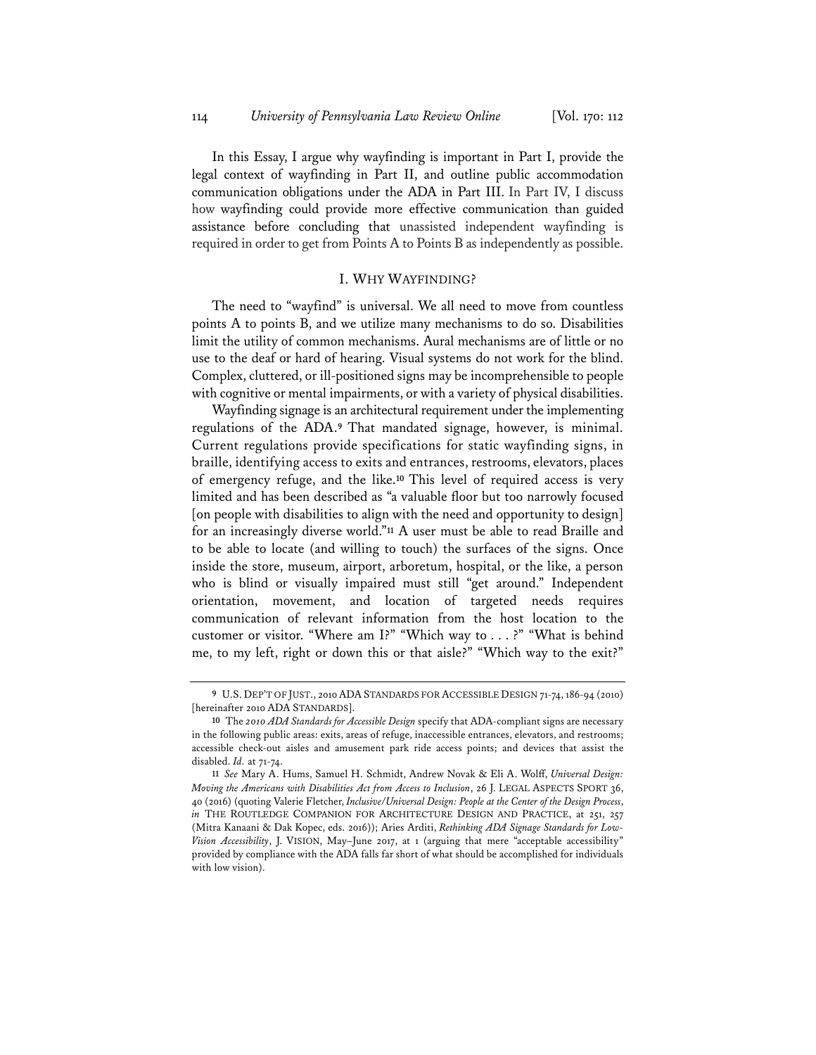In this Essay, I argue why wayfinding is important in Part I, provide the legal context of wayfinding in Part II, and outline public accommodation communication obligations under the ADA in Part III. In Part IV, I discuss how wayfinding could provide more effective communication than guided assistance before concluding that unassisted independent wayfinding is required in order to get from Points A to Points B as independently as possible.

## I. WHY WAYFINDING?

The need to "wayfind" is universal. We all need to move from countless points A to points B, and we utilize many mechanisms to do so. Disabilities limit the utility of common mechanisms. Aural mechanisms are of little or no use to the deaf or hard of hearing. Visual systems do not work for the blind. Complex, cluttered, or ill-positioned signs may be incomprehensible to people with cognitive or mental impairments, or with a variety of physical disabilities.

Wayfinding signage is an architectural requirement under the implementing regulations of the ADA.[9] That mandated signage, however, is minimal. Current regulations provide specifications for static wayfinding signs, in braille, identifying access to exits and entrances, restrooms, elevators, places of emergency refuge, and the like.[10] This level of required access is very limited and has been described as "a valuable floor but too narrowly focused [on people with disabilities to align with the need and opportunity to design] for an increasingly diverse world."[11] A user must be able to read Braille and to be able to locate (and willing to touch) the surfaces of the signs. Once inside the store, museum, airport, arboretum, hospital, or the like, a person who is blind or visually impaired must still "get around." Independent orientation, movement, and location of targeted needs requires communication of relevant information from the host location to the customer or visitor. "Where am I?" "Which way to . . . ?" "What is behind me, to my left, right or down this or that aisle?" "Which way to the exit?"

---

9 U.S. DEP'T OF JUST., 2010 ADA STANDARDS FOR ACCESSIBLE DESIGN 71-74, 186-94 (2010) [hereinafter 2010 ADA STANDARDS].

10 The *2010 ADA Standards for Accessible Design* specify that ADA-compliant signs are necessary in the following public areas: exits, areas of refuge, inaccessible entrances, elevators, and restrooms; accessible check-out aisles and amusement park ride access points; and devices that assist the disabled. *Id.* at 71-74.

11 *See* Mary A. Hums, Samuel H. Schmidt, Andrew Novak & Eli A. Wolff, *Universal Design: Moving the Americans with Disabilities Act from Access to Inclusion*, 26 J. LEGAL ASPECTS SPORT 36, 40 (2016) (quoting Valerie Fletcher, *Inclusive/Universal Design: People at the Center of the Design Process*, *in* THE ROUTLEDGE COMPANION FOR ARCHITECTURE DESIGN AND PRACTICE, at 251, 257 (Mitra Kanaani & Dak Kopec, eds. 2016)); Aries Arditi, *Rethinking ADA Signage Standards for Low-Vision Accessibility*, J. VISION, May–June 2017, at 1 (arguing that mere "acceptable accessibility" provided by compliance with the ADA falls far short of what should be accomplished for individuals with low vision).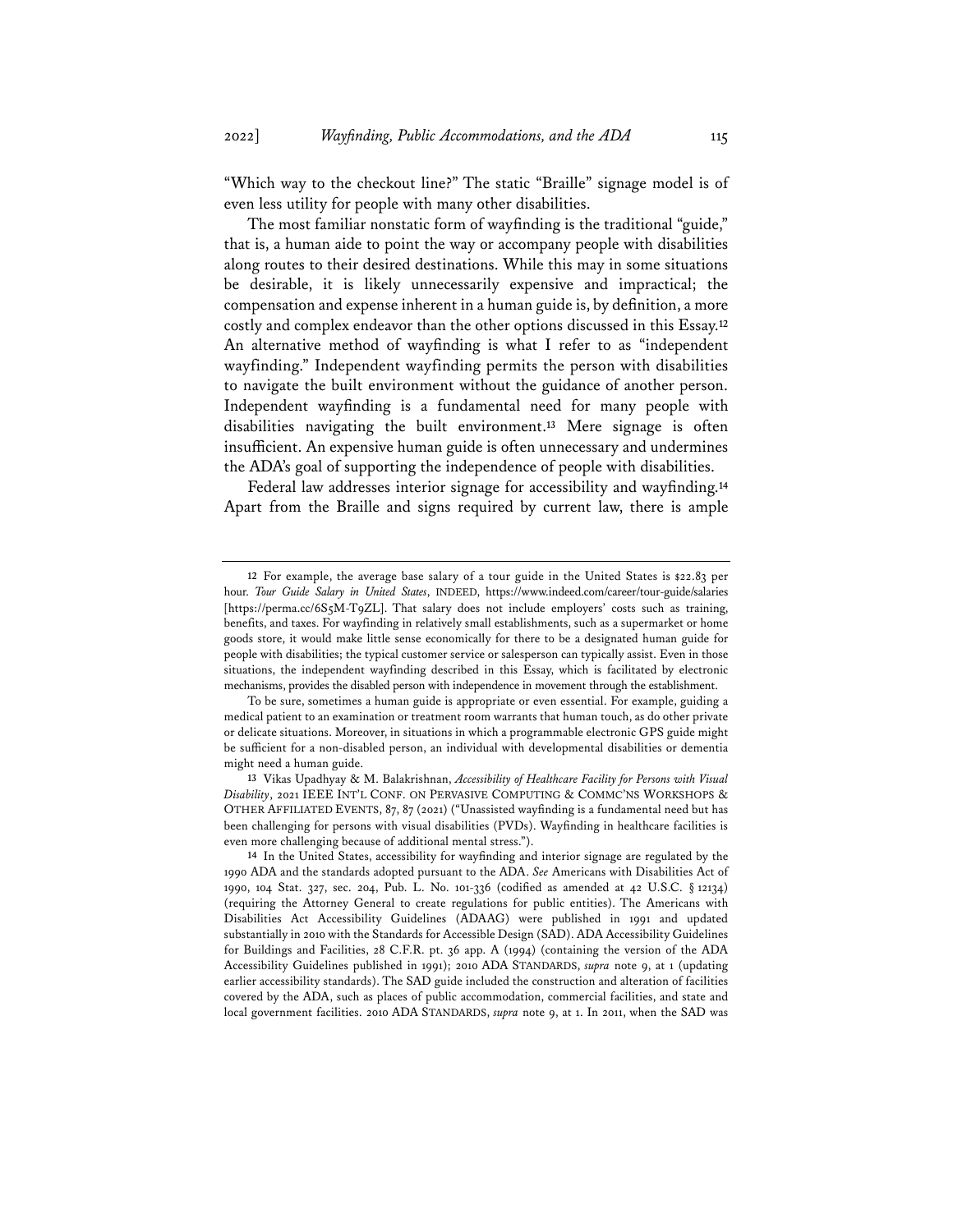"Which way to the checkout line?" The static "Braille" signage model is of even less utility for people with many other disabilities.

The most familiar nonstatic form of wayfinding is the traditional "guide," that is, a human aide to point the way or accompany people with disabilities along routes to their desired destinations. While this may in some situations be desirable, it is likely unnecessarily expensive and impractical; the compensation and expense inherent in a human guide is, by definition, a more costly and complex endeavor than the other options discussed in this Essay.[12] An alternative method of wayfinding is what I refer to as "independent wayfinding." Independent wayfinding permits the person with disabilities to navigate the built environment without the guidance of another person. Independent wayfinding is a fundamental need for many people with disabilities navigating the built environment.[13] Mere signage is often insufficient. An expensive human guide is often unnecessary and undermines the ADA's goal of supporting the independence of people with disabilities.

Federal law addresses interior signage for accessibility and wayfinding.[14] Apart from the Braille and signs required by current law, there is ample

---

[12] For example, the average base salary of a tour guide in the United States is $22.83 per hour. *Tour Guide Salary in United States*, INDEED, https://www.indeed.com/career/tour-guide/salaries [https://perma.cc/6S5M-T9ZL]. That salary does not include employers' costs such as training, benefits, and taxes. For wayfinding in relatively small establishments, such as a supermarket or home goods store, it would make little sense economically for there to be a designated human guide for people with disabilities; the typical customer service or salesperson can typically assist. Even in those situations, the independent wayfinding described in this Essay, which is facilitated by electronic mechanisms, provides the disabled person with independence in movement through the establishment.

To be sure, sometimes a human guide is appropriate or even essential. For example, guiding a medical patient to an examination or treatment room warrants that human touch, as do other private or delicate situations. Moreover, in situations in which a programmable electronic GPS guide might be sufficient for a non-disabled person, an individual with developmental disabilities or dementia might need a human guide.

[13] Vikas Upadhyay & M. Balakrishnan, *Accessibility of Healthcare Facility for Persons with Visual Disability*, 2021 IEEE INT'L CONF. ON PERVASIVE COMPUTING & COMMC'NS WORKSHOPS & OTHER AFFILIATED EVENTS, 87, 87 (2021) ("Unassisted wayfinding is a fundamental need but has been challenging for persons with visual disabilities (PVDs). Wayfinding in healthcare facilities is even more challenging because of additional mental stress.").

[14] In the United States, accessibility for wayfinding and interior signage are regulated by the 1990 ADA and the standards adopted pursuant to the ADA. *See* Americans with Disabilities Act of 1990, 104 Stat. 327, sec. 204, Pub. L. No. 101-336 (codified as amended at 42 U.S.C. § 12134) (requiring the Attorney General to create regulations for public entities). The Americans with Disabilities Act Accessibility Guidelines (ADAAG) were published in 1991 and updated substantially in 2010 with the Standards for Accessible Design (SAD). ADA Accessibility Guidelines for Buildings and Facilities, 28 C.F.R. pt. 36 app. A (1994) (containing the version of the ADA Accessibility Guidelines published in 1991); 2010 ADA STANDARDS, *supra* note 9, at 1 (updating earlier accessibility standards). The SAD guide included the construction and alteration of facilities covered by the ADA, such as places of public accommodation, commercial facilities, and state and local government facilities. 2010 ADA STANDARDS, *supra* note 9, at 1. In 2011, when the SAD was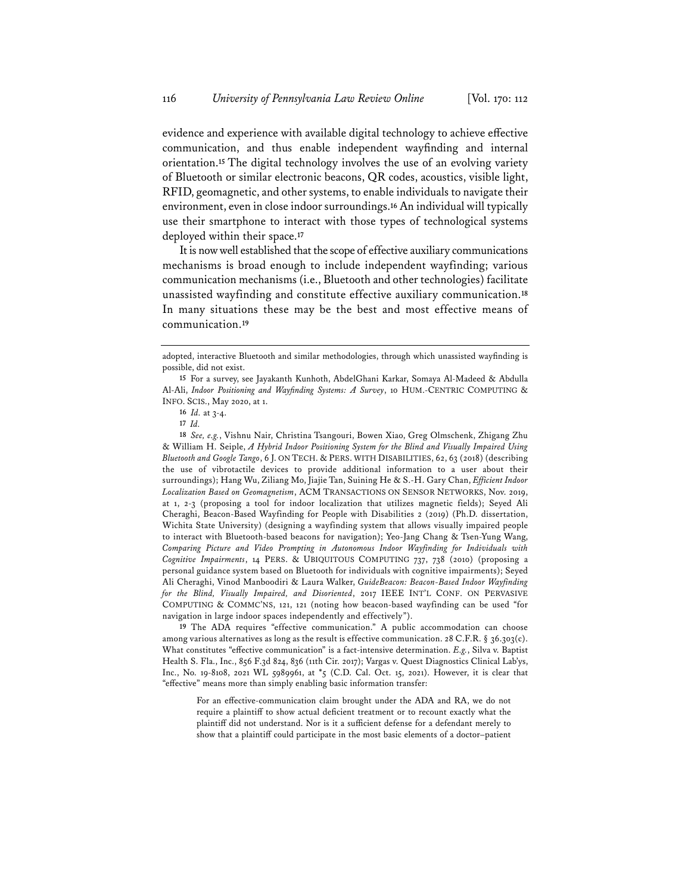evidence and experience with available digital technology to achieve effective communication, and thus enable independent wayfinding and internal orientation.[15] The digital technology involves the use of an evolving variety of Bluetooth or similar electronic beacons, QR codes, acoustics, visible light, RFID, geomagnetic, and other systems, to enable individuals to navigate their environment, even in close indoor surroundings.[16] An individual will typically use their smartphone to interact with those types of technological systems deployed within their space.[17]

It is now well established that the scope of effective auxiliary communications mechanisms is broad enough to include independent wayfinding; various communication mechanisms (i.e., Bluetooth and other technologies) facilitate unassisted wayfinding and constitute effective auxiliary communication.[18] In many situations these may be the best and most effective means of communication.[19]

---

adopted, interactive Bluetooth and similar methodologies, through which unassisted wayfinding is possible, did not exist.

[15] For a survey, see Jayakanth Kunhoth, AbdelGhani Karkar, Somaya Al-Madeed & Abdulla Al-Ali, *Indoor Positioning and Wayfinding Systems: A Survey*, 10 HUM.-CENTRIC COMPUTING & INFO. SCIS., May 2020, at 1.

[16] *Id.* at 3-4.

[17] *Id.*

[18] *See, e.g.*, Vishnu Nair, Christina Tsangouri, Bowen Xiao, Greg Olmschenk, Zhigang Zhu & William H. Seiple, *A Hybrid Indoor Positioning System for the Blind and Visually Impaired Using Bluetooth and Google Tango*, 6 J. ON TECH. & PERS. WITH DISABILITIES, 62, 63 (2018) (describing the use of vibrotactile devices to provide additional information to a user about their surroundings); Hang Wu, Ziliang Mo, Jiajie Tan, Suining He & S.-H. Gary Chan, *Efficient Indoor Localization Based on Geomagnetism*, ACM TRANSACTIONS ON SENSOR NETWORKS, Nov. 2019, at 1, 2-3 (proposing a tool for indoor localization that utilizes magnetic fields); Seyed Ali Cheraghi, Beacon-Based Wayfinding for People with Disabilities 2 (2019) (Ph.D. dissertation, Wichita State University) (designing a wayfinding system that allows visually impaired people to interact with Bluetooth-based beacons for navigation); Yeo-Jang Chang & Tsen-Yung Wang, *Comparing Picture and Video Prompting in Autonomous Indoor Wayfinding for Individuals with Cognitive Impairments*, 14 PERS. & UBIQUITOUS COMPUTING 737, 738 (2010) (proposing a personal guidance system based on Bluetooth for individuals with cognitive impairments); Seyed Ali Cheraghi, Vinod Manboodiri & Laura Walker, *GuideBeacon: Beacon-Based Indoor Wayfinding for the Blind, Visually Impaired, and Disoriented*, 2017 IEEE INT'L CONF. ON PERVASIVE COMPUTING & COMMC'NS, 121, 121 (noting how beacon-based wayfinding can be used "for navigation in large indoor spaces independently and effectively").

[19] The ADA requires "effective communication." A public accommodation can choose among various alternatives as long as the result is effective communication. 28 C.F.R. § 36.303(c). What constitutes "effective communication" is a fact-intensive determination. *E.g.*, Silva v. Baptist Health S. Fla., Inc., 856 F.3d 824, 836 (11th Cir. 2017); Vargas v. Quest Diagnostics Clinical Lab'ys, Inc., No. 19-8108, 2021 WL 5989961, at *5 (C.D. Cal. Oct. 15, 2021). However, it is clear that "effective" means more than simply enabling basic information transfer:

> For an effective-communication claim brought under the ADA and RA, we do not require a plaintiff to show actual deficient treatment or to recount exactly what the plaintiff did not understand. Nor is it a sufficient defense for a defendant merely to show that a plaintiff could participate in the most basic elements of a doctor–patient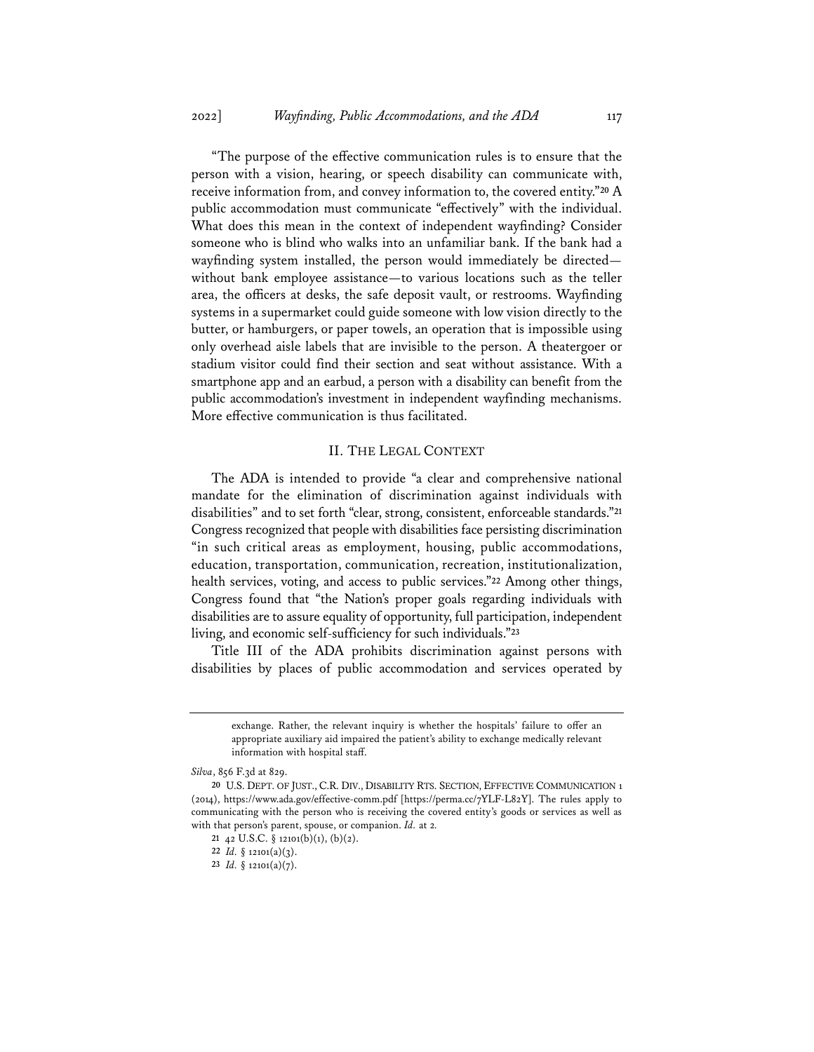"The purpose of the effective communication rules is to ensure that the person with a vision, hearing, or speech disability can communicate with, receive information from, and convey information to, the covered entity."[20] A public accommodation must communicate "effectively" with the individual. What does this mean in the context of independent wayfinding? Consider someone who is blind who walks into an unfamiliar bank. If the bank had a wayfinding system installed, the person would immediately be directed—without bank employee assistance—to various locations such as the teller area, the officers at desks, the safe deposit vault, or restrooms. Wayfinding systems in a supermarket could guide someone with low vision directly to the butter, or hamburgers, or paper towels, an operation that is impossible using only overhead aisle labels that are invisible to the person. A theatergoer or stadium visitor could find their section and seat without assistance. With a smartphone app and an earbud, a person with a disability can benefit from the public accommodation's investment in independent wayfinding mechanisms. More effective communication is thus facilitated.

## II. The Legal Context

The ADA is intended to provide "a clear and comprehensive national mandate for the elimination of discrimination against individuals with disabilities" and to set forth "clear, strong, consistent, enforceable standards."[21] Congress recognized that people with disabilities face persisting discrimination "in such critical areas as employment, housing, public accommodations, education, transportation, communication, recreation, institutionalization, health services, voting, and access to public services."[22] Among other things, Congress found that "the Nation's proper goals regarding individuals with disabilities are to assure equality of opportunity, full participation, independent living, and economic self-sufficiency for such individuals."[23]

Title III of the ADA prohibits discrimination against persons with disabilities by places of public accommodation and services operated by

---

> exchange. Rather, the relevant inquiry is whether the hospitals' failure to offer an appropriate auxiliary aid impaired the patient's ability to exchange medically relevant information with hospital staff.

*Silva*, 856 F.3d at 829.

20 U.S. Dept. of Just., C.R. Div., Disability Rts. Section, Effective Communication 1 (2014), https://www.ada.gov/effective-comm.pdf [https://perma.cc/7YLF-L82Y]. The rules apply to communicating with the person who is receiving the covered entity's goods or services as well as with that person's parent, spouse, or companion. *Id.* at 2.

21 42 U.S.C. § 12101(b)(1), (b)(2).

22 *Id.* § 12101(a)(3).

23 *Id.* § 12101(a)(7).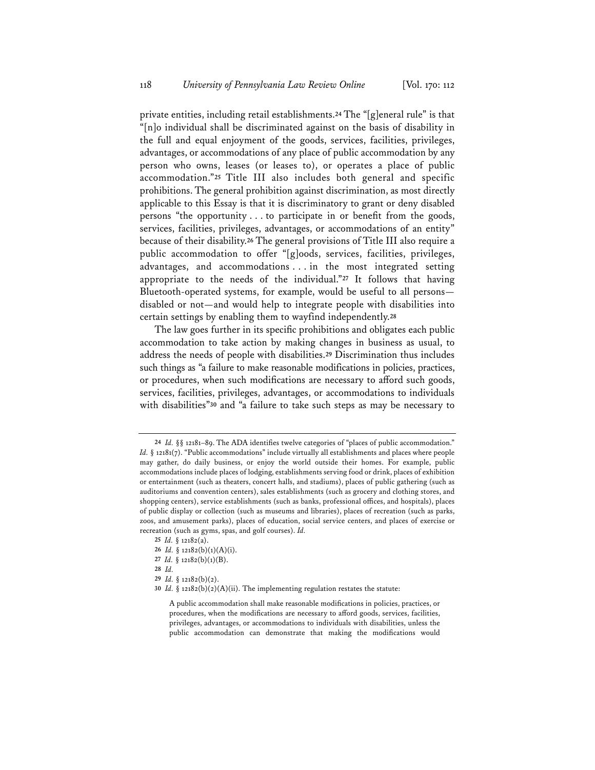private entities, including retail establishments.[24] The "[g]eneral rule" is that "[n]o individual shall be discriminated against on the basis of disability in the full and equal enjoyment of the goods, services, facilities, privileges, advantages, or accommodations of any place of public accommodation by any person who owns, leases (or leases to), or operates a place of public accommodation."[25] Title III also includes both general and specific prohibitions. The general prohibition against discrimination, as most directly applicable to this Essay is that it is discriminatory to grant or deny disabled persons "the opportunity . . . to participate in or benefit from the goods, services, facilities, privileges, advantages, or accommodations of an entity" because of their disability.[26] The general provisions of Title III also require a public accommodation to offer "[g]oods, services, facilities, privileges, advantages, and accommodations . . . in the most integrated setting appropriate to the needs of the individual."[27] It follows that having Bluetooth-operated systems, for example, would be useful to all persons—disabled or not—and would help to integrate people with disabilities into certain settings by enabling them to wayfind independently.[28]

The law goes further in its specific prohibitions and obligates each public accommodation to take action by making changes in business as usual, to address the needs of people with disabilities.[29] Discrimination thus includes such things as "a failure to make reasonable modifications in policies, practices, or procedures, when such modifications are necessary to afford such goods, services, facilities, privileges, advantages, or accommodations to individuals with disabilities"[30] and "a failure to take such steps as may be necessary to

---

[24] *Id.* §§ 12181–89. The ADA identifies twelve categories of "places of public accommodation." *Id.* § 12181(7). "Public accommodations" include virtually all establishments and places where people may gather, do daily business, or enjoy the world outside their homes. For example, public accommodations include places of lodging, establishments serving food or drink, places of exhibition or entertainment (such as theaters, concert halls, and stadiums), places of public gathering (such as auditoriums and convention centers), sales establishments (such as grocery and clothing stores, and shopping centers), service establishments (such as banks, professional offices, and hospitals), places of public display or collection (such as museums and libraries), places of recreation (such as parks, zoos, and amusement parks), places of education, social service centers, and places of exercise or recreation (such as gyms, spas, and golf courses). *Id.*

[25] *Id.* § 12182(a).

[26] *Id.* § 12182(b)(1)(A)(i).

[27] *Id.* § 12182(b)(1)(B).

[28] *Id.*

[29] *Id.* § 12182(b)(2).

[30] *Id.* § 12182(b)(2)(A)(ii). The implementing regulation restates the statute:

> A public accommodation shall make reasonable modifications in policies, practices, or procedures, when the modifications are necessary to afford goods, services, facilities, privileges, advantages, or accommodations to individuals with disabilities, unless the public accommodation can demonstrate that making the modifications would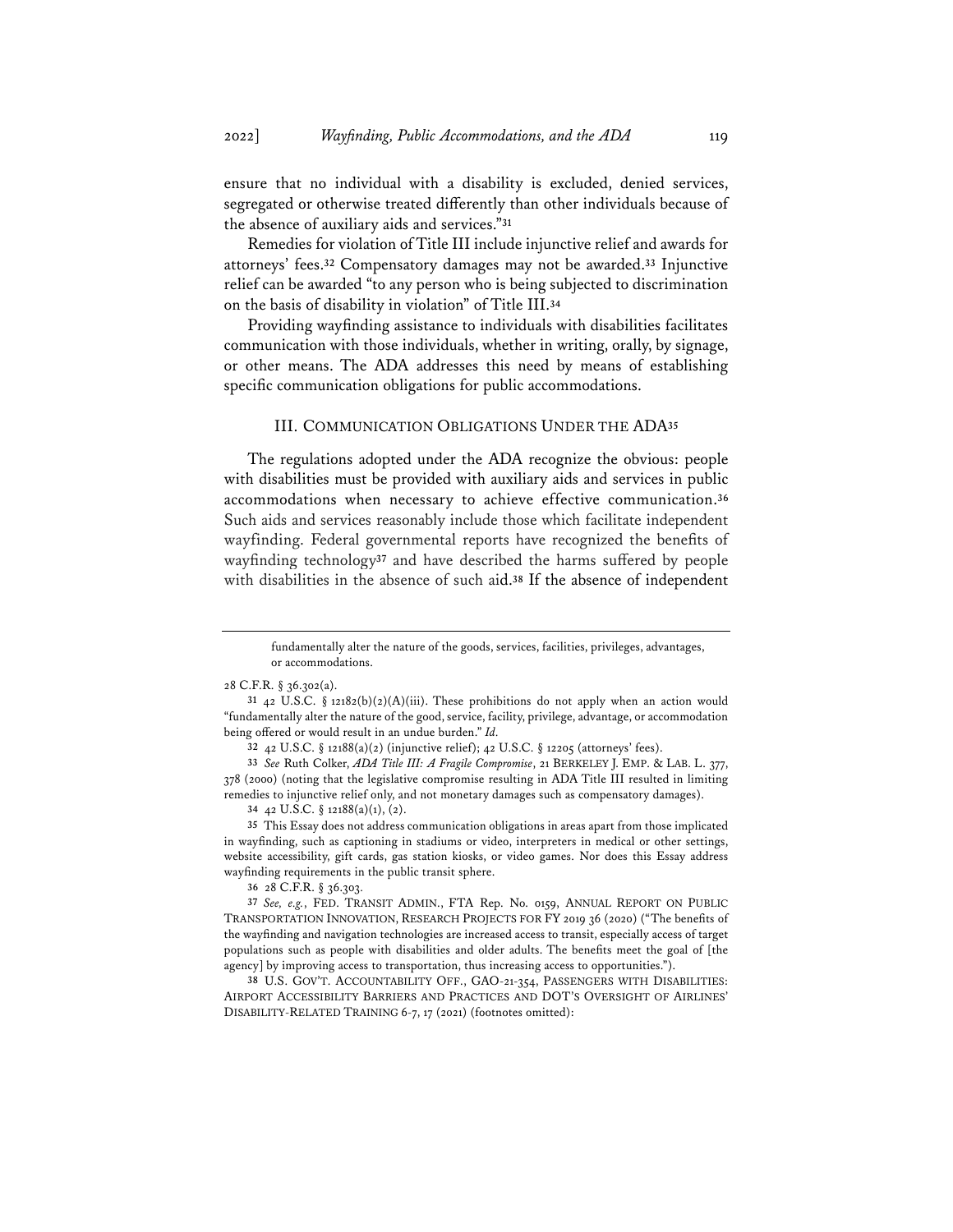ensure that no individual with a disability is excluded, denied services, segregated or otherwise treated differently than other individuals because of the absence of auxiliary aids and services."[31]

Remedies for violation of Title III include injunctive relief and awards for attorneys' fees.[32] Compensatory damages may not be awarded.[33] Injunctive relief can be awarded "to any person who is being subjected to discrimination on the basis of disability in violation" of Title III.[34]

Providing wayfinding assistance to individuals with disabilities facilitates communication with those individuals, whether in writing, orally, by signage, or other means. The ADA addresses this need by means of establishing specific communication obligations for public accommodations.

## III. COMMUNICATION OBLIGATIONS UNDER THE ADA[35]

The regulations adopted under the ADA recognize the obvious: people with disabilities must be provided with auxiliary aids and services in public accommodations when necessary to achieve effective communication.[36] Such aids and services reasonably include those which facilitate independent wayfinding. Federal governmental reports have recognized the benefits of wayfinding technology[37] and have described the harms suffered by people with disabilities in the absence of such aid.[38] If the absence of independent

---

> fundamentally alter the nature of the goods, services, facilities, privileges, advantages, or accommodations.

28 C.F.R. § 36.302(a).

31 42 U.S.C. § 12182(b)(2)(A)(iii). These prohibitions do not apply when an action would "fundamentally alter the nature of the good, service, facility, privilege, advantage, or accommodation being offered or would result in an undue burden." *Id.*

32 42 U.S.C. § 12188(a)(2) (injunctive relief); 42 U.S.C. § 12205 (attorneys' fees).

33 *See* Ruth Colker, *ADA Title III: A Fragile Compromise*, 21 BERKELEY J. EMP. & LAB. L. 377, 378 (2000) (noting that the legislative compromise resulting in ADA Title III resulted in limiting remedies to injunctive relief only, and not monetary damages such as compensatory damages).

34 42 U.S.C. § 12188(a)(1), (2).

35 This Essay does not address communication obligations in areas apart from those implicated in wayfinding, such as captioning in stadiums or video, interpreters in medical or other settings, website accessibility, gift cards, gas station kiosks, or video games. Nor does this Essay address wayfinding requirements in the public transit sphere.

36 28 C.F.R. § 36.303.

37 *See, e.g.*, FED. TRANSIT ADMIN., FTA Rep. No. 0159, ANNUAL REPORT ON PUBLIC TRANSPORTATION INNOVATION, RESEARCH PROJECTS FOR FY 2019 36 (2020) ("The benefits of the wayfinding and navigation technologies are increased access to transit, especially access of target populations such as people with disabilities and older adults. The benefits meet the goal of [the agency] by improving access to transportation, thus increasing access to opportunities.").

38 U.S. GOV'T. ACCOUNTABILITY OFF., GAO-21-354, PASSENGERS WITH DISABILITIES: AIRPORT ACCESSIBILITY BARRIERS AND PRACTICES AND DOT'S OVERSIGHT OF AIRLINES' DISABILITY-RELATED TRAINING 6-7, 17 (2021) (footnotes omitted):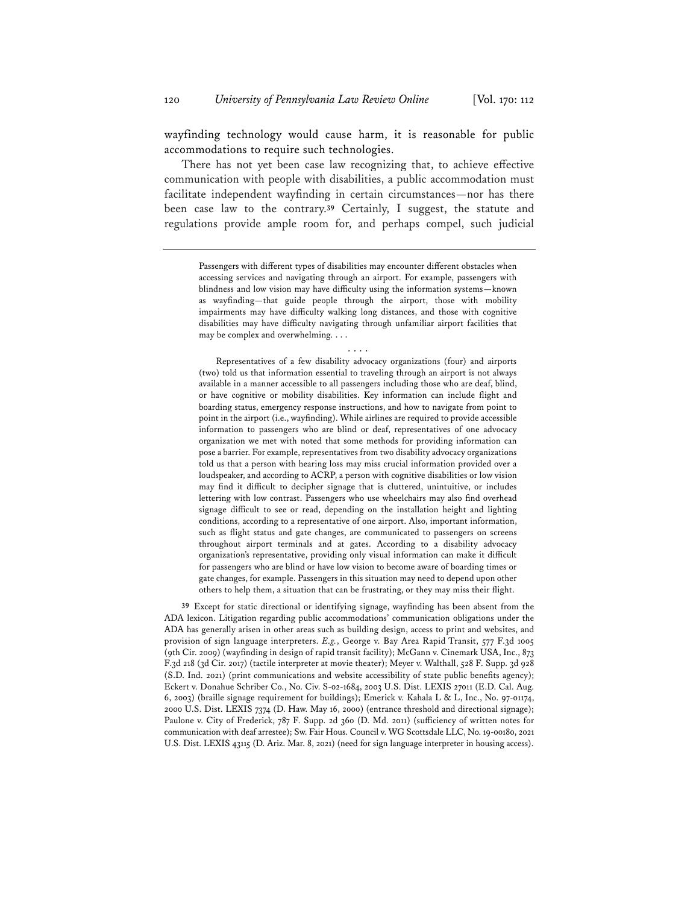wayfinding technology would cause harm, it is reasonable for public accommodations to require such technologies.

There has not yet been case law recognizing that, to achieve effective communication with people with disabilities, a public accommodation must facilitate independent wayfinding in certain circumstances—nor has there been case law to the contrary.[39] Certainly, I suggest, the statute and regulations provide ample room for, and perhaps compel, such judicial

---

> Passengers with different types of disabilities may encounter different obstacles when accessing services and navigating through an airport. For example, passengers with blindness and low vision may have difficulty using the information systems—known as wayfinding—that guide people through the airport, those with mobility impairments may have difficulty walking long distances, and those with cognitive disabilities may have difficulty navigating through unfamiliar airport facilities that may be complex and overwhelming. . . .
>
> . . . .
>
> Representatives of a few disability advocacy organizations (four) and airports (two) told us that information essential to traveling through an airport is not always available in a manner accessible to all passengers including those who are deaf, blind, or have cognitive or mobility disabilities. Key information can include flight and boarding status, emergency response instructions, and how to navigate from point to point in the airport (i.e., wayfinding). While airlines are required to provide accessible information to passengers who are blind or deaf, representatives of one advocacy organization we met with noted that some methods for providing information can pose a barrier. For example, representatives from two disability advocacy organizations told us that a person with hearing loss may miss crucial information provided over a loudspeaker, and according to ACRP, a person with cognitive disabilities or low vision may find it difficult to decipher signage that is cluttered, unintuitive, or includes lettering with low contrast. Passengers who use wheelchairs may also find overhead signage difficult to see or read, depending on the installation height and lighting conditions, according to a representative of one airport. Also, important information, such as flight status and gate changes, are communicated to passengers on screens throughout airport terminals and at gates. According to a disability advocacy organization's representative, providing only visual information can make it difficult for passengers who are blind or have low vision to become aware of boarding times or gate changes, for example. Passengers in this situation may need to depend upon other others to help them, a situation that can be frustrating, or they may miss their flight.

[39] Except for static directional or identifying signage, wayfinding has been absent from the ADA lexicon. Litigation regarding public accommodations' communication obligations under the ADA has generally arisen in other areas such as building design, access to print and websites, and provision of sign language interpreters. *E.g.*, George v. Bay Area Rapid Transit, 577 F.3d 1005 (9th Cir. 2009) (wayfinding in design of rapid transit facility); McGann v. Cinemark USA, Inc., 873 F.3d 218 (3d Cir. 2017) (tactile interpreter at movie theater); Meyer v. Walthall, 528 F. Supp. 3d 928 (S.D. Ind. 2021) (print communications and website accessibility of state public benefits agency); Eckert v. Donahue Schriber Co., No. Civ. S-02-1684, 2003 U.S. Dist. LEXIS 27011 (E.D. Cal. Aug. 6, 2003) (braille signage requirement for buildings); Emerick v. Kahala L & L, Inc., No. 97-01174, 2000 U.S. Dist. LEXIS 7374 (D. Haw. May 16, 2000) (entrance threshold and directional signage); Paulone v. City of Frederick, 787 F. Supp. 2d 360 (D. Md. 2011) (sufficiency of written notes for communication with deaf arrestee); Sw. Fair Hous. Council v. WG Scottsdale LLC, No. 19-00180, 2021 U.S. Dist. LEXIS 43115 (D. Ariz. Mar. 8, 2021) (need for sign language interpreter in housing access).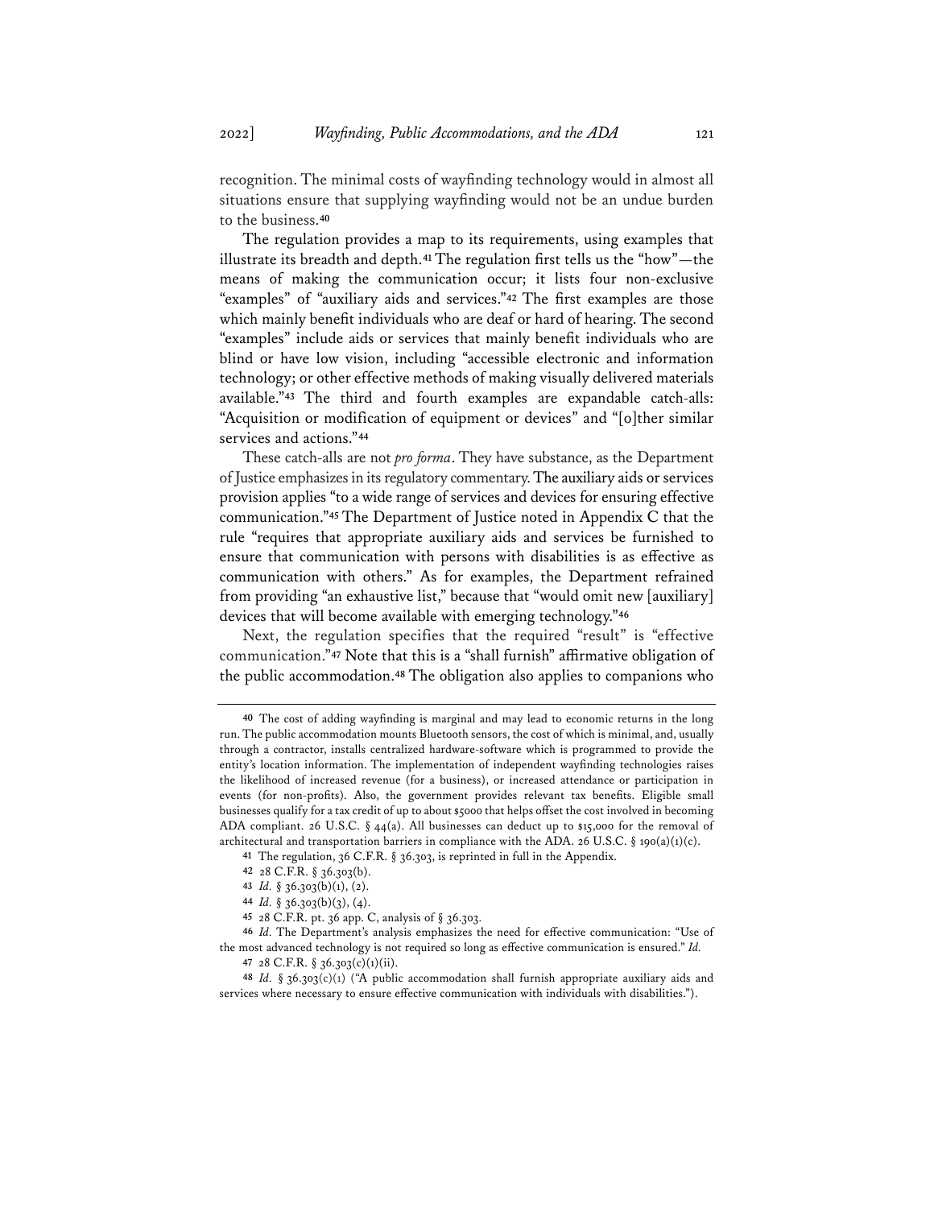recognition. The minimal costs of wayfinding technology would in almost all situations ensure that supplying wayfinding would not be an undue burden to the business.[40]

The regulation provides a map to its requirements, using examples that illustrate its breadth and depth.[41] The regulation first tells us the "how"—the means of making the communication occur; it lists four non-exclusive "examples" of "auxiliary aids and services."[42] The first examples are those which mainly benefit individuals who are deaf or hard of hearing. The second "examples" include aids or services that mainly benefit individuals who are blind or have low vision, including "accessible electronic and information technology; or other effective methods of making visually delivered materials available."[43] The third and fourth examples are expandable catch-alls: "Acquisition or modification of equipment or devices" and "[o]ther similar services and actions."[44]

These catch-alls are not *pro forma*. They have substance, as the Department of Justice emphasizes in its regulatory commentary. The auxiliary aids or services provision applies "to a wide range of services and devices for ensuring effective communication."[45] The Department of Justice noted in Appendix C that the rule "requires that appropriate auxiliary aids and services be furnished to ensure that communication with persons with disabilities is as effective as communication with others." As for examples, the Department refrained from providing "an exhaustive list," because that "would omit new [auxiliary] devices that will become available with emerging technology."[46]

Next, the regulation specifies that the required "result" is "effective communication."[47] Note that this is a "shall furnish" affirmative obligation of the public accommodation.[48] The obligation also applies to companions who

---

40 The cost of adding wayfinding is marginal and may lead to economic returns in the long run. The public accommodation mounts Bluetooth sensors, the cost of which is minimal, and, usually through a contractor, installs centralized hardware-software which is programmed to provide the entity's location information. The implementation of independent wayfinding technologies raises the likelihood of increased revenue (for a business), or increased attendance or participation in events (for non-profits). Also, the government provides relevant tax benefits. Eligible small businesses qualify for a tax credit of up to about $5000 that helps offset the cost involved in becoming ADA compliant. 26 U.S.C. § 44(a). All businesses can deduct up to $15,000 for the removal of architectural and transportation barriers in compliance with the ADA. 26 U.S.C. § 190(a)(1)(c).

41 The regulation, 36 C.F.R. § 36.303, is reprinted in full in the Appendix.

42 28 C.F.R. § 36.303(b).

43 *Id.* § 36.303(b)(1), (2).

44 *Id.* § 36.303(b)(3), (4).

45 28 C.F.R. pt. 36 app. C, analysis of § 36.303.

46 *Id.* The Department's analysis emphasizes the need for effective communication: "Use of the most advanced technology is not required so long as effective communication is ensured." *Id.*

47 28 C.F.R. § 36.303(c)(1)(ii).

48 *Id.* § 36.303(c)(1) ("A public accommodation shall furnish appropriate auxiliary aids and services where necessary to ensure effective communication with individuals with disabilities.").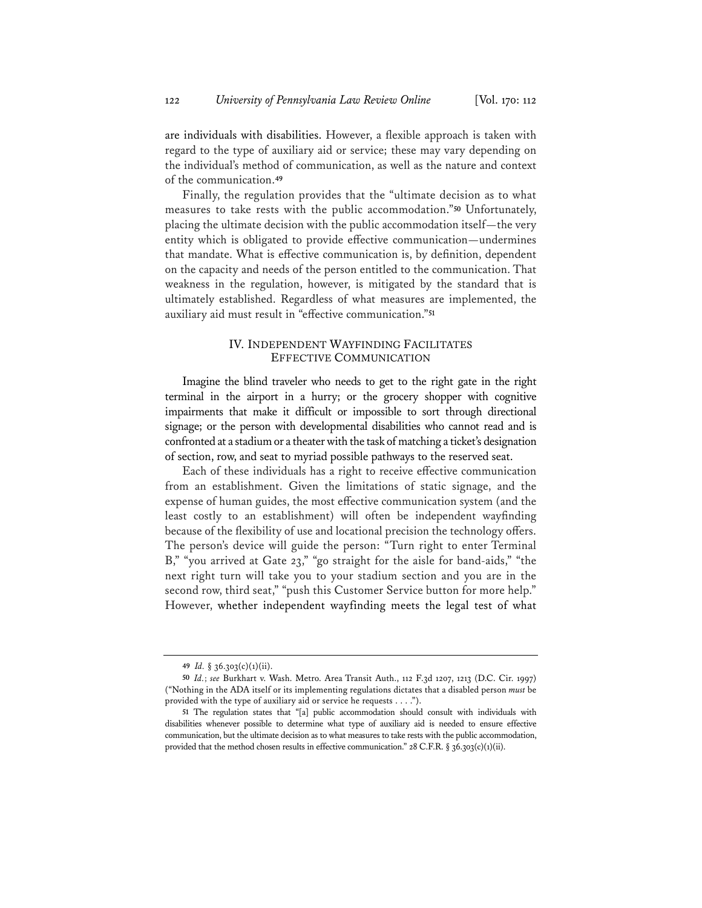are individuals with disabilities. However, a flexible approach is taken with regard to the type of auxiliary aid or service; these may vary depending on the individual's method of communication, as well as the nature and context of the communication.[49]

Finally, the regulation provides that the "ultimate decision as to what measures to take rests with the public accommodation."[50] Unfortunately, placing the ultimate decision with the public accommodation itself—the very entity which is obligated to provide effective communication—undermines that mandate. What is effective communication is, by definition, dependent on the capacity and needs of the person entitled to the communication. That weakness in the regulation, however, is mitigated by the standard that is ultimately established. Regardless of what measures are implemented, the auxiliary aid must result in "effective communication."[51]

## IV. Independent Wayfinding Facilitates Effective Communication

Imagine the blind traveler who needs to get to the right gate in the right terminal in the airport in a hurry; or the grocery shopper with cognitive impairments that make it difficult or impossible to sort through directional signage; or the person with developmental disabilities who cannot read and is confronted at a stadium or a theater with the task of matching a ticket's designation of section, row, and seat to myriad possible pathways to the reserved seat.

Each of these individuals has a right to receive effective communication from an establishment. Given the limitations of static signage, and the expense of human guides, the most effective communication system (and the least costly to an establishment) will often be independent wayfinding because of the flexibility of use and locational precision the technology offers. The person's device will guide the person: "Turn right to enter Terminal B," "you arrived at Gate 23," "go straight for the aisle for band-aids," "the next right turn will take you to your stadium section and you are in the second row, third seat," "push this Customer Service button for more help." However, whether independent wayfinding meets the legal test of what

---

49 *Id.* § 36.303(c)(1)(ii).

50 *Id.*; *see* Burkhart v. Wash. Metro. Area Transit Auth., 112 F.3d 1207, 1213 (D.C. Cir. 1997) ("Nothing in the ADA itself or its implementing regulations dictates that a disabled person *must* be provided with the type of auxiliary aid or service he requests . . . .").

51 The regulation states that "[a] public accommodation should consult with individuals with disabilities whenever possible to determine what type of auxiliary aid is needed to ensure effective communication, but the ultimate decision as to what measures to take rests with the public accommodation, provided that the method chosen results in effective communication." 28 C.F.R. § 36.303(c)(1)(ii).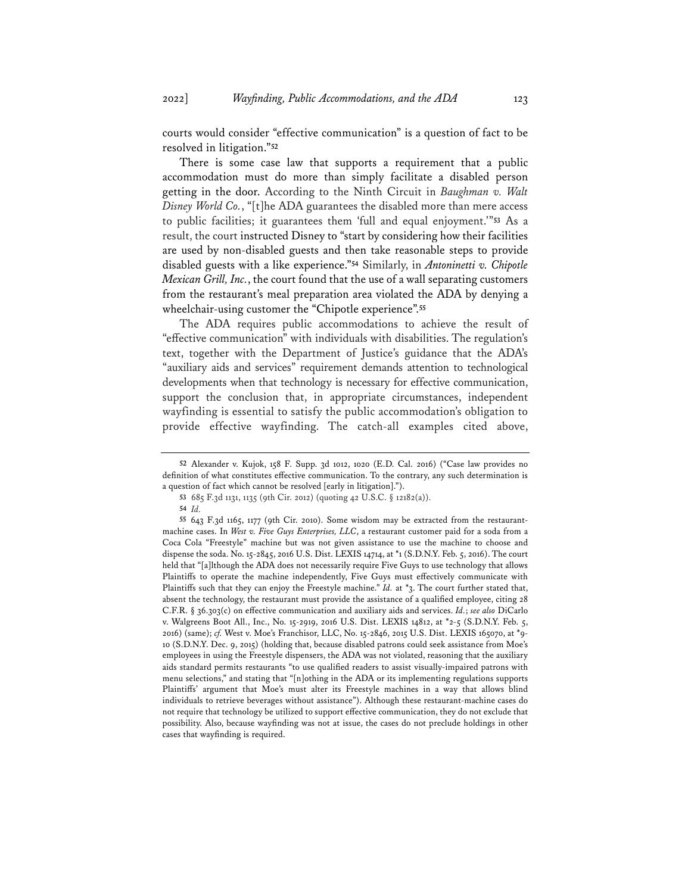courts would consider "effective communication" is a question of fact to be resolved in litigation."[52]

There is some case law that supports a requirement that a public accommodation must do more than simply facilitate a disabled person getting in the door. According to the Ninth Circuit in *Baughman v. Walt Disney World Co.*, "[t]he ADA guarantees the disabled more than mere access to public facilities; it guarantees them 'full and equal enjoyment.'"[53] As a result, the court instructed Disney to "start by considering how their facilities are used by non-disabled guests and then take reasonable steps to provide disabled guests with a like experience."[54] Similarly, in *Antoninetti v. Chipotle Mexican Grill, Inc.*, the court found that the use of a wall separating customers from the restaurant's meal preparation area violated the ADA by denying a wheelchair-using customer the "Chipotle experience".[55]

The ADA requires public accommodations to achieve the result of "effective communication" with individuals with disabilities. The regulation's text, together with the Department of Justice's guidance that the ADA's "auxiliary aids and services" requirement demands attention to technological developments when that technology is necessary for effective communication, support the conclusion that, in appropriate circumstances, independent wayfinding is essential to satisfy the public accommodation's obligation to provide effective wayfinding. The catch-all examples cited above,

---

[52] Alexander v. Kujok, 158 F. Supp. 3d 1012, 1020 (E.D. Cal. 2016) ("Case law provides no definition of what constitutes effective communication. To the contrary, any such determination is a question of fact which cannot be resolved [early in litigation].").

[53] 685 F.3d 1131, 1135 (9th Cir. 2012) (quoting 42 U.S.C. § 12182(a)).

[54] *Id.*

[55] 643 F.3d 1165, 1177 (9th Cir. 2010). Some wisdom may be extracted from the restaurant-machine cases. In *West v. Five Guys Enterprises, LLC*, a restaurant customer paid for a soda from a Coca Cola "Freestyle" machine but was not given assistance to use the machine to choose and dispense the soda. No. 15-2845, 2016 U.S. Dist. LEXIS 14714, at *1 (S.D.N.Y. Feb. 5, 2016). The court held that "[a]lthough the ADA does not necessarily require Five Guys to use technology that allows Plaintiffs to operate the machine independently, Five Guys must effectively communicate with Plaintiffs such that they can enjoy the Freestyle machine." *Id.* at *3. The court further stated that, absent the technology, the restaurant must provide the assistance of a qualified employee, citing 28 C.F.R. § 36.303(c) on effective communication and auxiliary aids and services. *Id.*; *see also* DiCarlo v. Walgreens Boot All., Inc., No. 15-2919, 2016 U.S. Dist. LEXIS 14812, at *2-5 (S.D.N.Y. Feb. 5, 2016) (same); *cf.* West v. Moe's Franchisor, LLC, No. 15-2846, 2015 U.S. Dist. LEXIS 165070, at *9-10 (S.D.N.Y. Dec. 9, 2015) (holding that, because disabled patrons could seek assistance from Moe's employees in using the Freestyle dispensers, the ADA was not violated, reasoning that the auxiliary aids standard permits restaurants "to use qualified readers to assist visually-impaired patrons with menu selections," and stating that "[n]othing in the ADA or its implementing regulations supports Plaintiffs' argument that Moe's must alter its Freestyle machines in a way that allows blind individuals to retrieve beverages without assistance"). Although these restaurant-machine cases do not require that technology be utilized to support effective communication, they do not exclude that possibility. Also, because wayfinding was not at issue, the cases do not preclude holdings in other cases that wayfinding is required.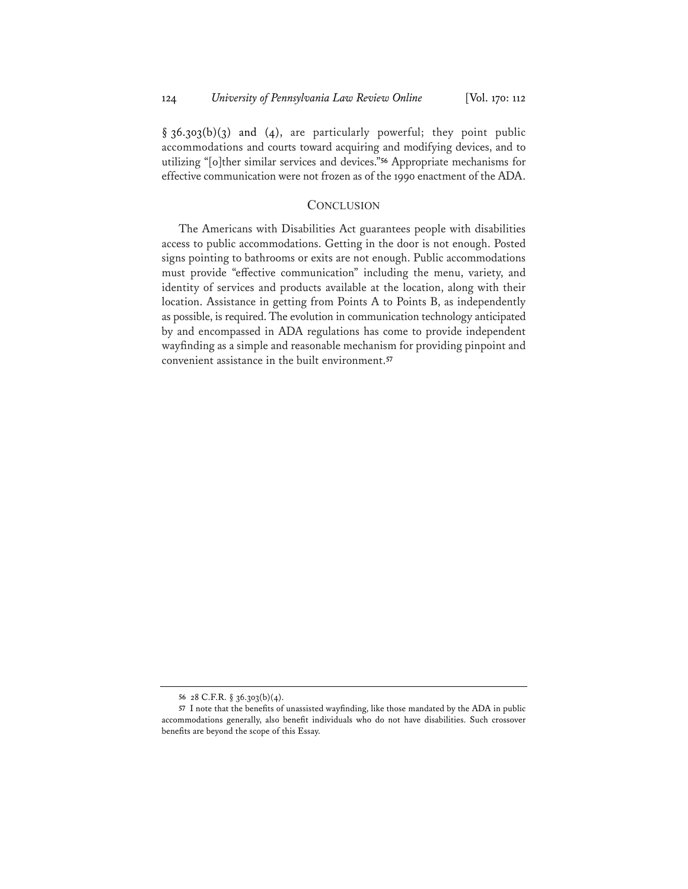§ 36.303(b)(3) and (4), are particularly powerful; they point public accommodations and courts toward acquiring and modifying devices, and to utilizing "[o]ther similar services and devices."[56] Appropriate mechanisms for effective communication were not frozen as of the 1990 enactment of the ADA.

## Conclusion

The Americans with Disabilities Act guarantees people with disabilities access to public accommodations. Getting in the door is not enough. Posted signs pointing to bathrooms or exits are not enough. Public accommodations must provide "effective communication" including the menu, variety, and identity of services and products available at the location, along with their location. Assistance in getting from Points A to Points B, as independently as possible, is required. The evolution in communication technology anticipated by and encompassed in ADA regulations has come to provide independent wayfinding as a simple and reasonable mechanism for providing pinpoint and convenient assistance in the built environment.[57]

---

[56] 28 C.F.R. § 36.303(b)(4).

[57] I note that the benefits of unassisted wayfinding, like those mandated by the ADA in public accommodations generally, also benefit individuals who do not have disabilities. Such crossover benefits are beyond the scope of this Essay.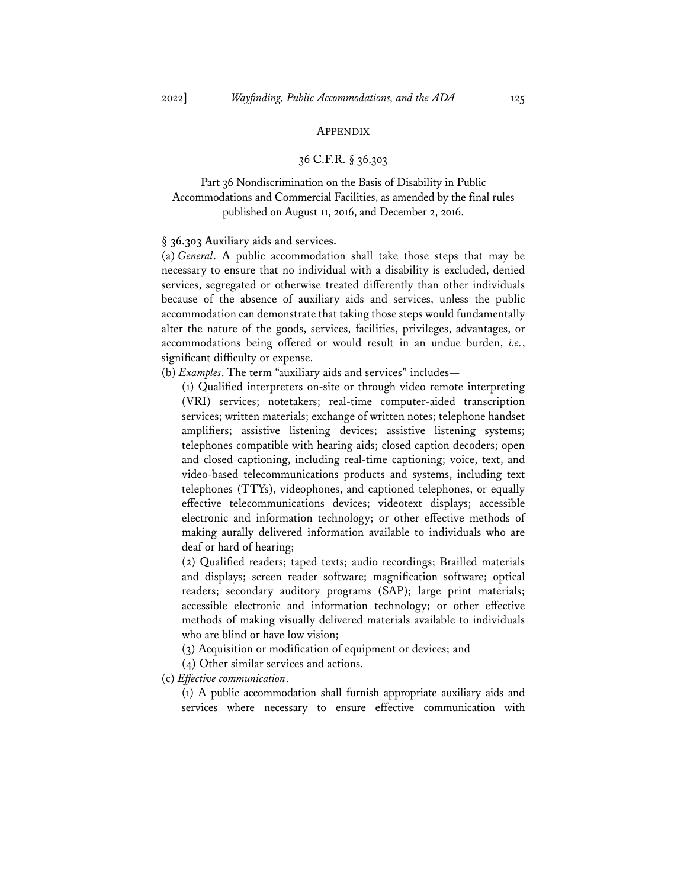## APPENDIX

### 36 C.F.R. § 36.303

Part 36 Nondiscrimination on the Basis of Disability in Public Accommodations and Commercial Facilities, as amended by the final rules published on August 11, 2016, and December 2, 2016.

**§ 36.303 Auxiliary aids and services.**

(a) *General*. A public accommodation shall take those steps that may be necessary to ensure that no individual with a disability is excluded, denied services, segregated or otherwise treated differently than other individuals because of the absence of auxiliary aids and services, unless the public accommodation can demonstrate that taking those steps would fundamentally alter the nature of the goods, services, facilities, privileges, advantages, or accommodations being offered or would result in an undue burden, *i.e.*, significant difficulty or expense.

(b) *Examples*. The term "auxiliary aids and services" includes—

(1) Qualified interpreters on-site or through video remote interpreting (VRI) services; notetakers; real-time computer-aided transcription services; written materials; exchange of written notes; telephone handset amplifiers; assistive listening devices; assistive listening systems; telephones compatible with hearing aids; closed caption decoders; open and closed captioning, including real-time captioning; voice, text, and video-based telecommunications products and systems, including text telephones (TTYs), videophones, and captioned telephones, or equally effective telecommunications devices; videotext displays; accessible electronic and information technology; or other effective methods of making aurally delivered information available to individuals who are deaf or hard of hearing;

(2) Qualified readers; taped texts; audio recordings; Brailled materials and displays; screen reader software; magnification software; optical readers; secondary auditory programs (SAP); large print materials; accessible electronic and information technology; or other effective methods of making visually delivered materials available to individuals who are blind or have low vision;

(3) Acquisition or modification of equipment or devices; and

(4) Other similar services and actions.

(c) *Effective communication*.

(1) A public accommodation shall furnish appropriate auxiliary aids and services where necessary to ensure effective communication with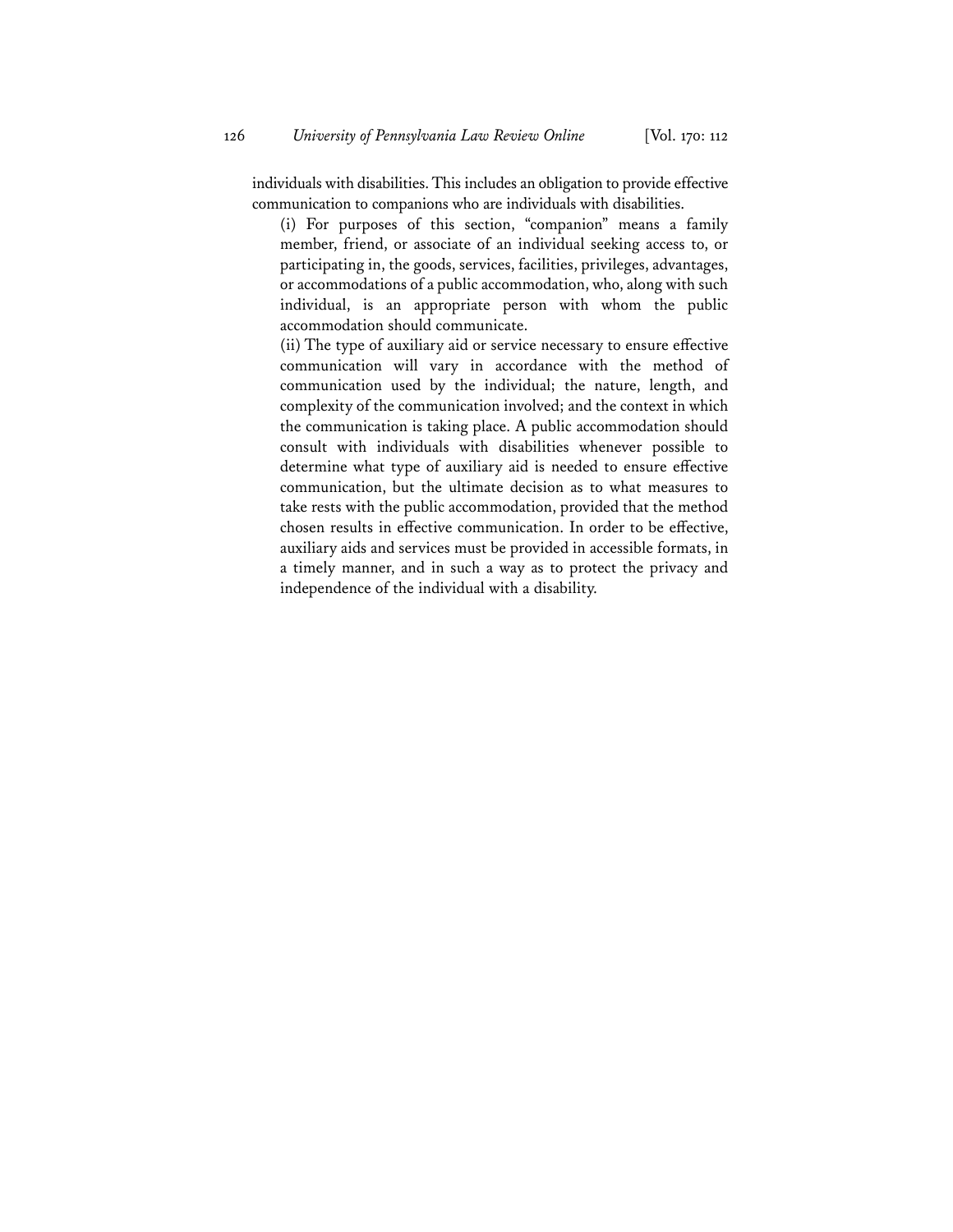individuals with disabilities. This includes an obligation to provide effective communication to companions who are individuals with disabilities.

> (i) For purposes of this section, "companion" means a family member, friend, or associate of an individual seeking access to, or participating in, the goods, services, facilities, privileges, advantages, or accommodations of a public accommodation, who, along with such individual, is an appropriate person with whom the public accommodation should communicate.
>
> (ii) The type of auxiliary aid or service necessary to ensure effective communication will vary in accordance with the method of communication used by the individual; the nature, length, and complexity of the communication involved; and the context in which the communication is taking place. A public accommodation should consult with individuals with disabilities whenever possible to determine what type of auxiliary aid is needed to ensure effective communication, but the ultimate decision as to what measures to take rests with the public accommodation, provided that the method chosen results in effective communication. In order to be effective, auxiliary aids and services must be provided in accessible formats, in a timely manner, and in such a way as to protect the privacy and independence of the individual with a disability.